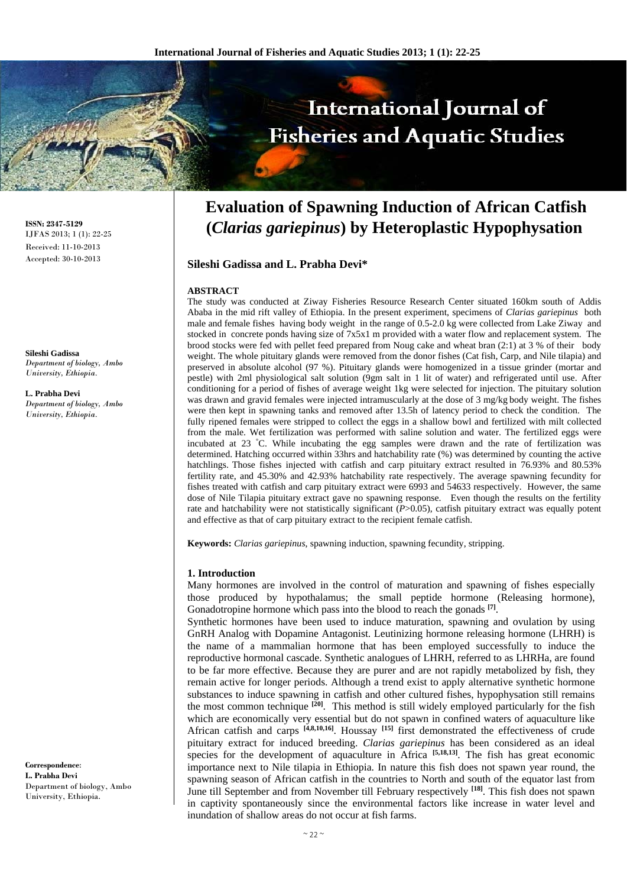# Evaluation of Spawning Induction of African Catfish (*Clarias gariepinus*) by Heteroplastic Hypophysation

**Sileshi Gadissa and L. Prabha Devi***

ISSN: 2347-5129
IJFAS 2013; 1 (1): 22-25
Received: 11-10-2013
Accepted: 30-10-2013

**Sileshi Gadissa**
*Department of biology, Ambo University, Ethiopia.*

**L. Prabha Devi**
*Department of biology, Ambo University, Ethiopia.*

**Correspondence**:
**L. Prabha Devi**
Department of biology, Ambo University, Ethiopia.

**ABSTRACT**

The study was conducted at Ziway Fisheries Resource Research Center situated 160km south of Addis Ababa in the mid rift valley of Ethiopia. In the present experiment, specimens of *Clarias gariepinus* both male and female fishes having body weight in the range of 0.5-2.0 kg were collected from Lake Ziway and stocked in concrete ponds having size of 7x5x1 m provided with a water flow and replacement system. The brood stocks were fed with pellet feed prepared from Noug cake and wheat bran (2:1) at 3 % of their body weight. The whole pituitary glands were removed from the donor fishes (Cat fish, Carp, and Nile tilapia) and preserved in absolute alcohol (97 %). Pituitary glands were homogenized in a tissue grinder (mortar and pestle) with 2ml physiological salt solution (9gm salt in 1 lit of water) and refrigerated until use. After conditioning for a period of fishes of average weight 1kg were selected for injection. The pituitary solution was drawn and gravid females were injected intramuscularly at the dose of 3 mg/kg body weight. The fishes were then kept in spawning tanks and removed after 13.5h of latency period to check the condition. The fully ripened females were stripped to collect the eggs in a shallow bowl and fertilized with milt collected from the male. Wet fertilization was performed with saline solution and water. The fertilized eggs were incubated at 23 °C. While incubating the egg samples were drawn and the rate of fertilization was determined. Hatching occurred within 33hrs and hatchability rate (%) was determined by counting the active hatchlings. Those fishes injected with catfish and carp pituitary extract resulted in 76.93% and 80.53% fertility rate, and 45.30% and 42.93% hatchability rate respectively. The average spawning fecundity for fishes treated with catfish and carp pituitary extract were 6993 and 54633 respectively. However, the same dose of Nile Tilapia pituitary extract gave no spawning response. Even though the results on the fertility rate and hatchability were not statistically significant ($P$>0.05), catfish pituitary extract was equally potent and effective as that of carp pituitary extract to the recipient female catfish.

**Keywords:** *Clarias gariepinus*, spawning induction, spawning fecundity, stripping.

## 1. Introduction

Many hormones are involved in the control of maturation and spawning of fishes especially those produced by hypothalamus; the small peptide hormone (Releasing hormone), Gonadotropine hormone which pass into the blood to reach the gonads [7].

Synthetic hormones have been used to induce maturation, spawning and ovulation by using GnRH Analog with Dopamine Antagonist. Leutinizing hormone releasing hormone (LHRH) is the name of a mammalian hormone that has been employed successfully to induce the reproductive hormonal cascade. Synthetic analogues of LHRH, referred to as LHRHa, are found to be far more effective. Because they are purer and are not rapidly metabolized by fish, they remain active for longer periods. Although a trend exist to apply alternative synthetic hormone substances to induce spawning in catfish and other cultured fishes, hypophysation still remains the most common technique [20]. This method is still widely employed particularly for the fish which are economically very essential but do not spawn in confined waters of aquaculture like African catfish and carps [4,8,10,16]. Houssay [15] first demonstrated the effectiveness of crude pituitary extract for induced breeding. *Clarias gariepinus* has been considered as an ideal species for the development of aquaculture in Africa [5,18,13]. The fish has great economic importance next to Nile tilapia in Ethiopia. In nature this fish does not spawn year round, the spawning season of African catfish in the countries to North and south of the equator last from June till September and from November till February respectively [18]. This fish does not spawn in captivity spontaneously since the environmental factors like increase in water level and inundation of shallow areas do not occur at fish farms.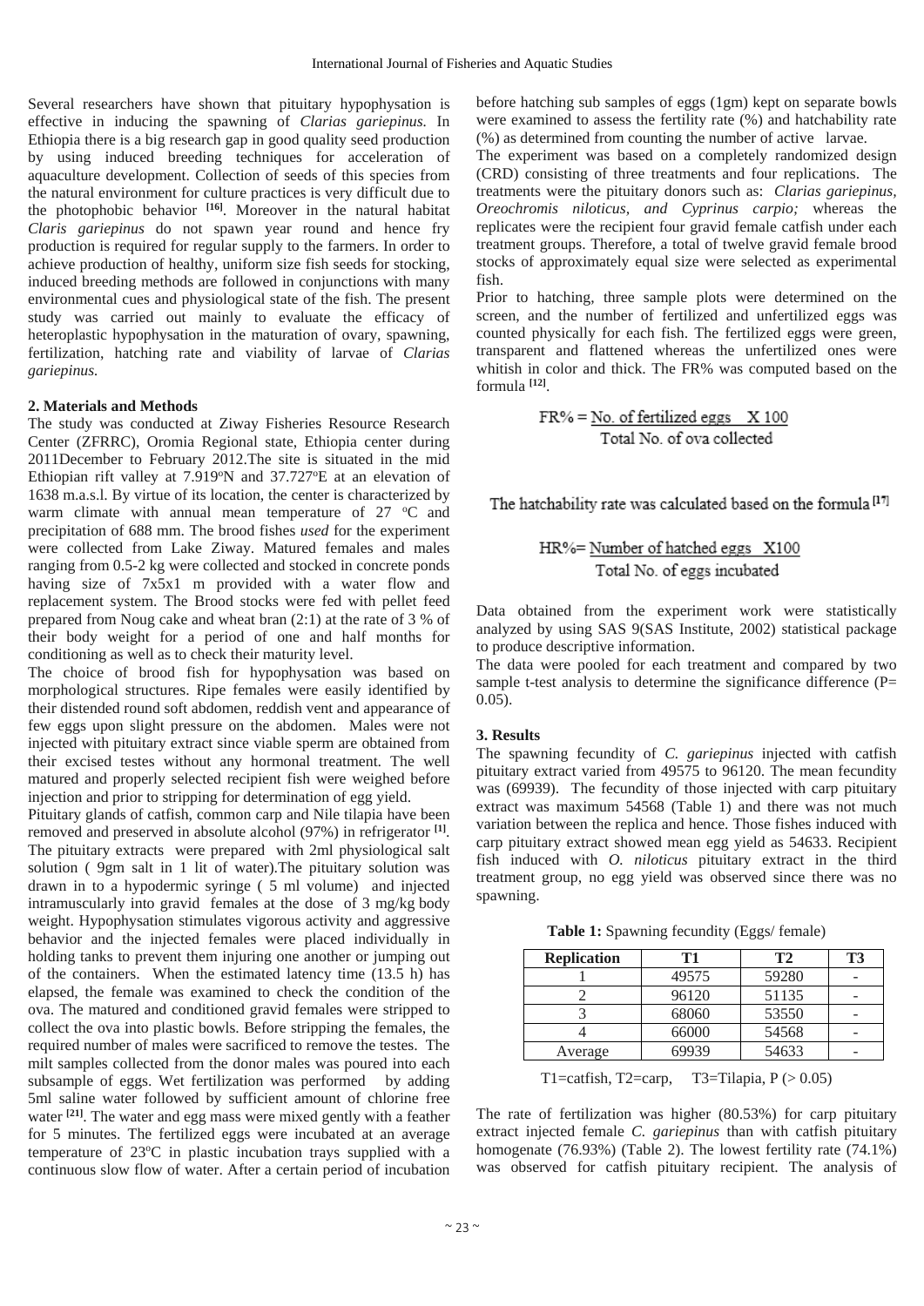Several researchers have shown that pituitary hypophysation is effective in inducing the spawning of *Clarias gariepinus.* In Ethiopia there is a big research gap in good quality seed production by using induced breeding techniques for acceleration of aquaculture development. Collection of seeds of this species from the natural environment for culture practices is very difficult due to the photophobic behavior [16]. Moreover in the natural habitat *Claris gariepinus* do not spawn year round and hence fry production is required for regular supply to the farmers. In order to achieve production of healthy, uniform size fish seeds for stocking, induced breeding methods are followed in conjunctions with many environmental cues and physiological state of the fish. The present study was carried out mainly to evaluate the efficacy of heteroplastic hypophysation in the maturation of ovary, spawning, fertilization, hatching rate and viability of larvae of *Clarias gariepinus.*

## 2. Materials and Methods

The study was conducted at Ziway Fisheries Resource Research Center (ZFRRC), Oromia Regional state, Ethiopia center during 2011December to February 2012.The site is situated in the mid Ethiopian rift valley at 7.919°N and 37.727°E at an elevation of 1638 m.a.s.l. By virtue of its location, the center is characterized by warm climate with annual mean temperature of 27 °C and precipitation of 688 mm. The brood fishes *used* for the experiment were collected from Lake Ziway. Matured females and males ranging from 0.5-2 kg were collected and stocked in concrete ponds having size of 7x5x1 m provided with a water flow and replacement system. The Brood stocks were fed with pellet feed prepared from Noug cake and wheat bran (2:1) at the rate of 3 % of their body weight for a period of one and half months for conditioning as well as to check their maturity level.

The choice of brood fish for hypophysation was based on morphological structures. Ripe females were easily identified by their distended round soft abdomen, reddish vent and appearance of few eggs upon slight pressure on the abdomen. Males were not injected with pituitary extract since viable sperm are obtained from their excised testes without any hormonal treatment. The well matured and properly selected recipient fish were weighed before injection and prior to stripping for determination of egg yield.

Pituitary glands of catfish, common carp and Nile tilapia have been removed and preserved in absolute alcohol (97%) in refrigerator [1]. The pituitary extracts were prepared with 2ml physiological salt solution ( 9gm salt in 1 lit of water).The pituitary solution was drawn in to a hypodermic syringe ( 5 ml volume) and injected intramuscularly into gravid females at the dose of 3 mg/kg body weight. Hypophysation stimulates vigorous activity and aggressive behavior and the injected females were placed individually in holding tanks to prevent them injuring one another or jumping out of the containers. When the estimated latency time (13.5 h) has elapsed, the female was examined to check the condition of the ova. The matured and conditioned gravid females were stripped to collect the ova into plastic bowls. Before stripping the females, the required number of males were sacrificed to remove the testes. The milt samples collected from the donor males was poured into each subsample of eggs. Wet fertilization was performed by adding 5ml saline water followed by sufficient amount of chlorine free water [21]. The water and egg mass were mixed gently with a feather for 5 minutes. The fertilized eggs were incubated at an average temperature of 23°C in plastic incubation trays supplied with a continuous slow flow of water. After a certain period of incubation before hatching sub samples of eggs (1gm) kept on separate bowls were examined to assess the fertility rate (%) and hatchability rate (%) as determined from counting the number of active larvae.

The experiment was based on a completely randomized design (CRD) consisting of three treatments and four replications. The treatments were the pituitary donors such as: *Clarias gariepinus, Oreochromis niloticus, and Cyprinus carpio;* whereas the replicates were the recipient four gravid female catfish under each treatment groups. Therefore, a total of twelve gravid female brood stocks of approximately equal size were selected as experimental fish.

Prior to hatching, three sample plots were determined on the screen, and the number of fertilized and unfertilized eggs was counted physically for each fish. The fertilized eggs were green, transparent and flattened whereas the unfertilized ones were whitish in color and thick. The FR% was computed based on the formula [12].

$$FR\% = \frac{\text{No. of fertilized eggs}}{\text{Total No. of ova collected}} \times 100$$

The hatchability rate was calculated based on the formula [17]

$$HR\% = \frac{\text{Number of hatched eggs}}{\text{Total No. of eggs incubated}} \times 100$$

Data obtained from the experiment work were statistically analyzed by using SAS 9(SAS Institute, 2002) statistical package to produce descriptive information.

The data were pooled for each treatment and compared by two sample t-test analysis to determine the significance difference (P= 0.05).

## 3. Results

The spawning fecundity of *C. gariepinus* injected with catfish pituitary extract varied from 49575 to 96120. The mean fecundity was (69939). The fecundity of those injected with carp pituitary extract was maximum 54568 (Table 1) and there was not much variation between the replica and hence. Those fishes induced with carp pituitary extract showed mean egg yield as 54633. Recipient fish induced with *O. niloticus* pituitary extract in the third treatment group, no egg yield was observed since there was no spawning.

**Table 1:** Spawning fecundity (Eggs/ female)

| Replication | T1 | T2 | T3 |
|---|---|---|---|
| 1 | 49575 | 59280 | - |
| 2 | 96120 | 51135 | - |
| 3 | 68060 | 53550 | - |
| 4 | 66000 | 54568 | - |
| Average | 69939 | 54633 | - |

T1=catfish, T2=carp, T3=Tilapia, P (> 0.05)

The rate of fertilization was higher (80.53%) for carp pituitary extract injected female *C. gariepinus* than with catfish pituitary homogenate (76.93%) (Table 2). The lowest fertility rate (74.1%) was observed for catfish pituitary recipient. The analysis of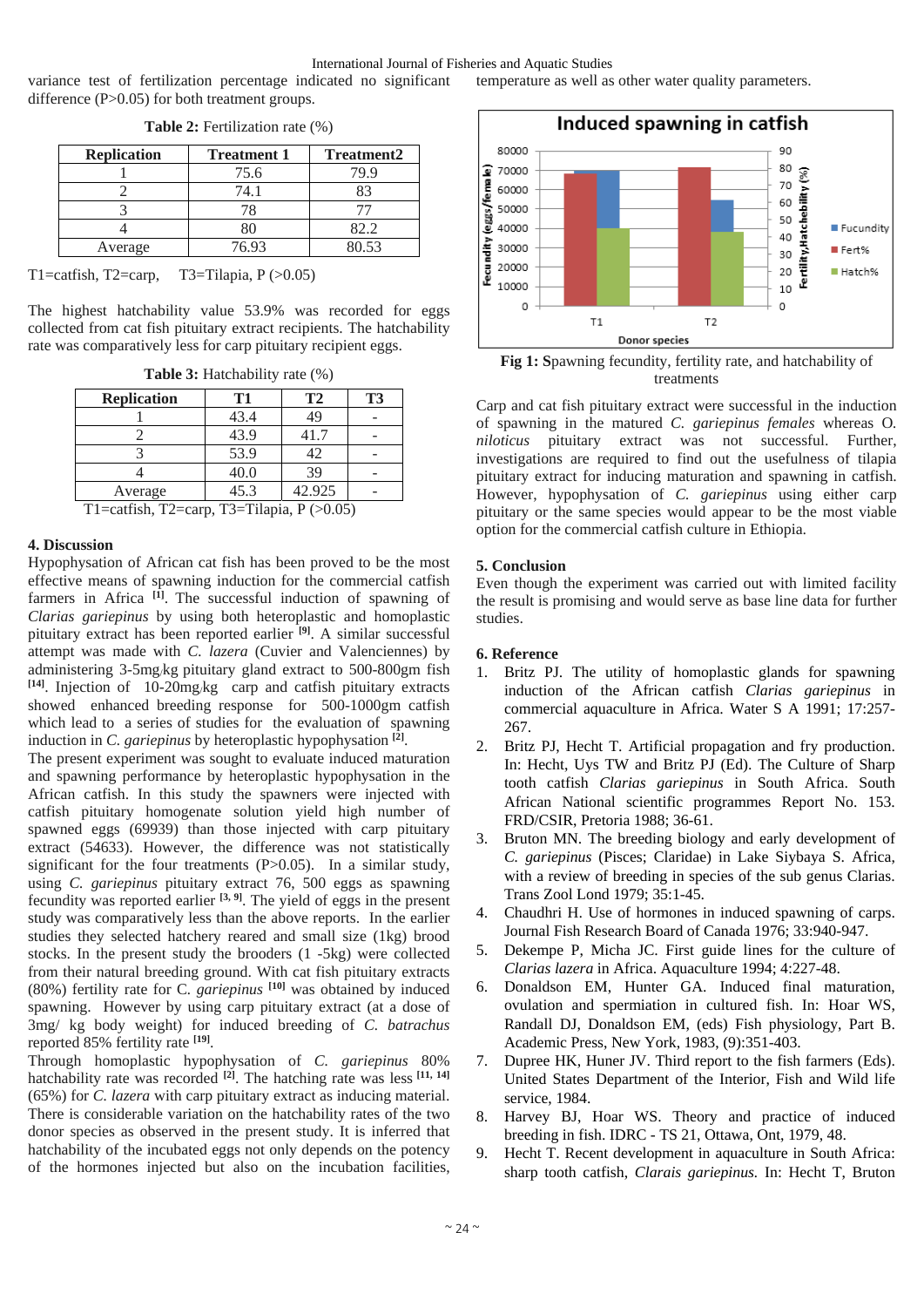variance test of fertilization percentage indicated no significant difference (P>0.05) for both treatment groups.

**Table 2:** Fertilization rate (%)

| Replication | Treatment 1 | Treatment2 |
|---|---|---|
| 1 | 75.6 | 79.9 |
| 2 | 74.1 | 83 |
| 3 | 78 | 77 |
| 4 | 80 | 82.2 |
| Average | 76.93 | 80.53 |

T1=catfish, T2=carp, T3=Tilapia, P (>0.05)

The highest hatchability value 53.9% was recorded for eggs collected from cat fish pituitary extract recipients. The hatchability rate was comparatively less for carp pituitary recipient eggs.

**Table 3:** Hatchability rate (%)

| Replication | T1 | T2 | T3 |
|---|---|---|---|
| 1 | 43.4 | 49 | - |
| 2 | 43.9 | 41.7 | - |
| 3 | 53.9 | 42 | - |
| 4 | 40.0 | 39 | - |
| Average | 45.3 | 42.925 | - |

T1=catfish, T2=carp, T3=Tilapia, P (>0.05)

## 4. Discussion

Hypophysation of African cat fish has been proved to be the most effective means of spawning induction for the commercial catfish farmers in Africa [1]. The successful induction of spawning of *Clarias gariepinus* by using both heteroplastic and homoplastic pituitary extract has been reported earlier [9]. A similar successful attempt was made with *C. lazera* (Cuvier and Valenciennes) by administering 3-5mg/kg pituitary gland extract to 500-800gm fish [14]. Injection of 10-20mg/kg carp and catfish pituitary extracts showed enhanced breeding response for 500-1000gm catfish which lead to a series of studies for the evaluation of spawning induction in *C. gariepinus* by heteroplastic hypophysation [2].

The present experiment was sought to evaluate induced maturation and spawning performance by heteroplastic hypophysation in the African catfish. In this study the spawners were injected with catfish pituitary homogenate solution yield high number of spawned eggs (69939) than those injected with carp pituitary extract (54633). However, the difference was not statistically significant for the four treatments (P>0.05). In a similar study, using *C. gariepinus* pituitary extract 76, 500 eggs as spawning fecundity was reported earlier [3, 9]. The yield of eggs in the present study was comparatively less than the above reports. In the earlier studies they selected hatchery reared and small size (1kg) brood stocks. In the present study the brooders (1 -5kg) were collected from their natural breeding ground. With cat fish pituitary extracts (80%) fertility rate for C. *gariepinus* [10] was obtained by induced spawning. However by using carp pituitary extract (at a dose of 3mg/ kg body weight) for induced breeding of *C. batrachus* reported 85% fertility rate [19].

Through homoplastic hypophysation of *C. gariepinus* 80% hatchability rate was recorded [2]. The hatching rate was less [11, 14] (65%) for *C. lazera* with carp pituitary extract as inducing material. There is considerable variation on the hatchability rates of the two donor species as observed in the present study. It is inferred that hatchability of the incubated eggs not only depends on the potency of the hormones injected but also on the incubation facilities, temperature as well as other water quality parameters.

**Fig 1: S**pawning fecundity, fertility rate, and hatchability of treatments

Carp and cat fish pituitary extract were successful in the induction of spawning in the matured *C. gariepinus females* whereas O. *niloticus* pituitary extract was not successful. Further, investigations are required to find out the usefulness of tilapia pituitary extract for inducing maturation and spawning in catfish. However, hypophysation of *C. gariepinus* using either carp pituitary or the same species would appear to be the most viable option for the commercial catfish culture in Ethiopia.

## 5. Conclusion

Even though the experiment was carried out with limited facility the result is promising and would serve as base line data for further studies.

## 6. Reference

1. Britz PJ. The utility of homoplastic glands for spawning induction of the African catfish *Clarias gariepinus* in commercial aquaculture in Africa. Water S A 1991; 17:257-267.
2. Britz PJ, Hecht T. Artificial propagation and fry production. In: Hecht, Uys TW and Britz PJ (Ed). The Culture of Sharp tooth catfish *Clarias gariepinus* in South Africa. South African National scientific programmes Report No. 153. FRD/CSIR, Pretoria 1988; 36-61.
3. Bruton MN. The breeding biology and early development of *C. gariepinus* (Pisces; Claridae) in Lake Siybaya S. Africa, with a review of breeding in species of the sub genus Clarias. Trans Zool Lond 1979; 35:1-45.
4. Chaudhri H. Use of hormones in induced spawning of carps. Journal Fish Research Board of Canada 1976; 33:940-947.
5. Dekempe P, Micha JC. First guide lines for the culture of *Clarias lazera* in Africa. Aquaculture 1994; 4:227-48.
6. Donaldson EM, Hunter GA. Induced final maturation, ovulation and spermiation in cultured fish. In: Hoar WS, Randall DJ, Donaldson EM, (eds) Fish physiology, Part B. Academic Press, New York, 1983, (9):351-403.
7. Dupree HK, Huner JV. Third report to the fish farmers (Eds). United States Department of the Interior, Fish and Wild life service, 1984.
8. Harvey BJ, Hoar WS. Theory and practice of induced breeding in fish. IDRC - TS 21, Ottawa, Ont, 1979, 48.
9. Hecht T. Recent development in aquaculture in South Africa: sharp tooth catfish, *Clarais gariepinus.* In: Hecht T, Bruton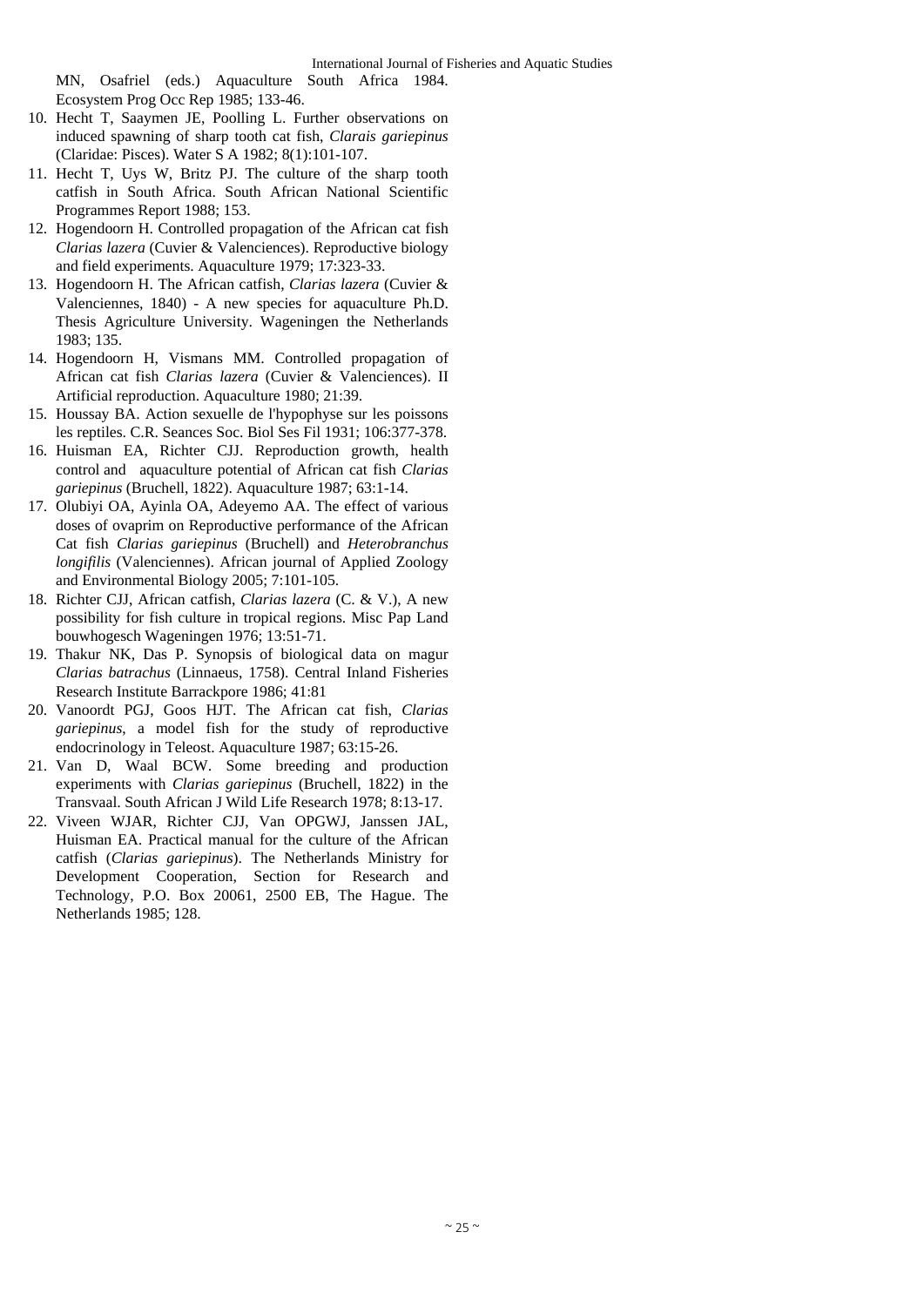MN, Osafriel (eds.) Aquaculture South Africa 1984. Ecosystem Prog Occ Rep 1985; 133-46.

10. Hecht T, Saaymen JE, Poolling L. Further observations on induced spawning of sharp tooth cat fish, *Clarais gariepinus* (Claridae: Pisces). Water S A 1982; 8(1):101-107.
11. Hecht T, Uys W, Britz PJ. The culture of the sharp tooth catfish in South Africa. South African National Scientific Programmes Report 1988; 153.
12. Hogendoorn H. Controlled propagation of the African cat fish *Clarias lazera* (Cuvier & Valenciences). Reproductive biology and field experiments. Aquaculture 1979; 17:323-33.
13. Hogendoorn H. The African catfish, *Clarias lazera* (Cuvier & Valenciennes, 1840) - A new species for aquaculture Ph.D. Thesis Agriculture University. Wageningen the Netherlands 1983; 135.
14. Hogendoorn H, Vismans MM. Controlled propagation of African cat fish *Clarias lazera* (Cuvier & Valenciences). II Artificial reproduction. Aquaculture 1980; 21:39.
15. Houssay BA. Action sexuelle de l'hypophyse sur les poissons les reptiles. C.R. Seances Soc. Biol Ses Fil 1931; 106:377-378.
16. Huisman EA, Richter CJJ. Reproduction growth, health control and aquaculture potential of African cat fish *Clarias gariepinus* (Bruchell, 1822). Aquaculture 1987; 63:1-14.
17. Olubiyi OA, Ayinla OA, Adeyemo AA. The effect of various doses of ovaprim on Reproductive performance of the African Cat fish *Clarias gariepinus* (Bruchell) and *Heterobranchus longifilis* (Valenciennes). African journal of Applied Zoology and Environmental Biology 2005; 7:101-105.
18. Richter CJJ, African catfish, *Clarias lazera* (C. & V.), A new possibility for fish culture in tropical regions. Misc Pap Land bouwhogesch Wageningen 1976; 13:51-71.
19. Thakur NK, Das P. Synopsis of biological data on magur *Clarias batrachus* (Linnaeus, 1758). Central Inland Fisheries Research Institute Barrackpore 1986; 41:81
20. Vanoordt PGJ, Goos HJT. The African cat fish, *Clarias gariepinus*, a model fish for the study of reproductive endocrinology in Teleost. Aquaculture 1987; 63:15-26.
21. Van D, Waal BCW. Some breeding and production experiments with *Clarias gariepinus* (Bruchell, 1822) in the Transvaal. South African J Wild Life Research 1978; 8:13-17.
22. Viveen WJAR, Richter CJJ, Van OPGWJ, Janssen JAL, Huisman EA. Practical manual for the culture of the African catfish (*Clarias gariepinus*). The Netherlands Ministry for Development Cooperation, Section for Research and Technology, P.O. Box 20061, 2500 EB, The Hague. The Netherlands 1985; 128.